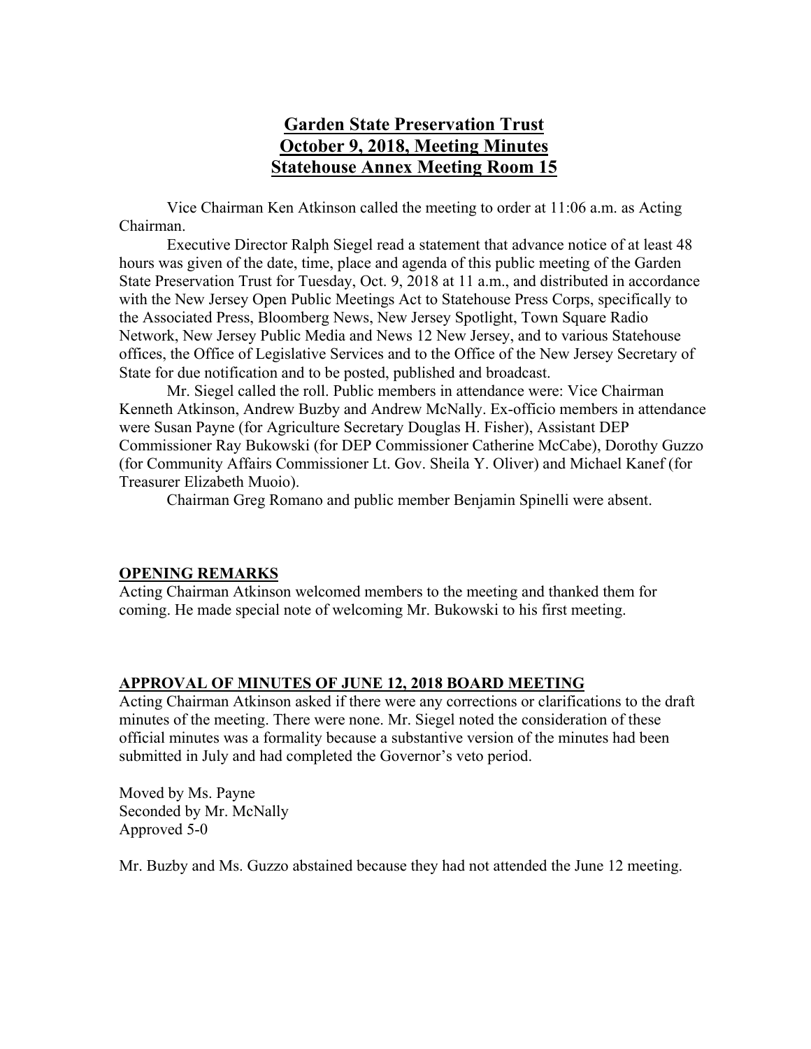# Garden State Preservation Trust
# October 9, 2018, Meeting Minutes
# Statehouse Annex Meeting Room 15

Vice Chairman Ken Atkinson called the meeting to order at 11:06 a.m. as Acting Chairman.

Executive Director Ralph Siegel read a statement that advance notice of at least 48 hours was given of the date, time, place and agenda of this public meeting of the Garden State Preservation Trust for Tuesday, Oct. 9, 2018 at 11 a.m., and distributed in accordance with the New Jersey Open Public Meetings Act to Statehouse Press Corps, specifically to the Associated Press, Bloomberg News, New Jersey Spotlight, Town Square Radio Network, New Jersey Public Media and News 12 New Jersey, and to various Statehouse offices, the Office of Legislative Services and to the Office of the New Jersey Secretary of State for due notification and to be posted, published and broadcast.

Mr. Siegel called the roll. Public members in attendance were: Vice Chairman Kenneth Atkinson, Andrew Buzby and Andrew McNally. Ex-officio members in attendance were Susan Payne (for Agriculture Secretary Douglas H. Fisher), Assistant DEP Commissioner Ray Bukowski (for DEP Commissioner Catherine McCabe), Dorothy Guzzo (for Community Affairs Commissioner Lt. Gov. Sheila Y. Oliver) and Michael Kanef (for Treasurer Elizabeth Muoio).

Chairman Greg Romano and public member Benjamin Spinelli were absent.

## OPENING REMARKS

Acting Chairman Atkinson welcomed members to the meeting and thanked them for coming. He made special note of welcoming Mr. Bukowski to his first meeting.

## APPROVAL OF MINUTES OF JUNE 12, 2018 BOARD MEETING

Acting Chairman Atkinson asked if there were any corrections or clarifications to the draft minutes of the meeting. There were none. Mr. Siegel noted the consideration of these official minutes was a formality because a substantive version of the minutes had been submitted in July and had completed the Governor's veto period.

Moved by Ms. Payne
Seconded by Mr. McNally
Approved 5-0

Mr. Buzby and Ms. Guzzo abstained because they had not attended the June 12 meeting.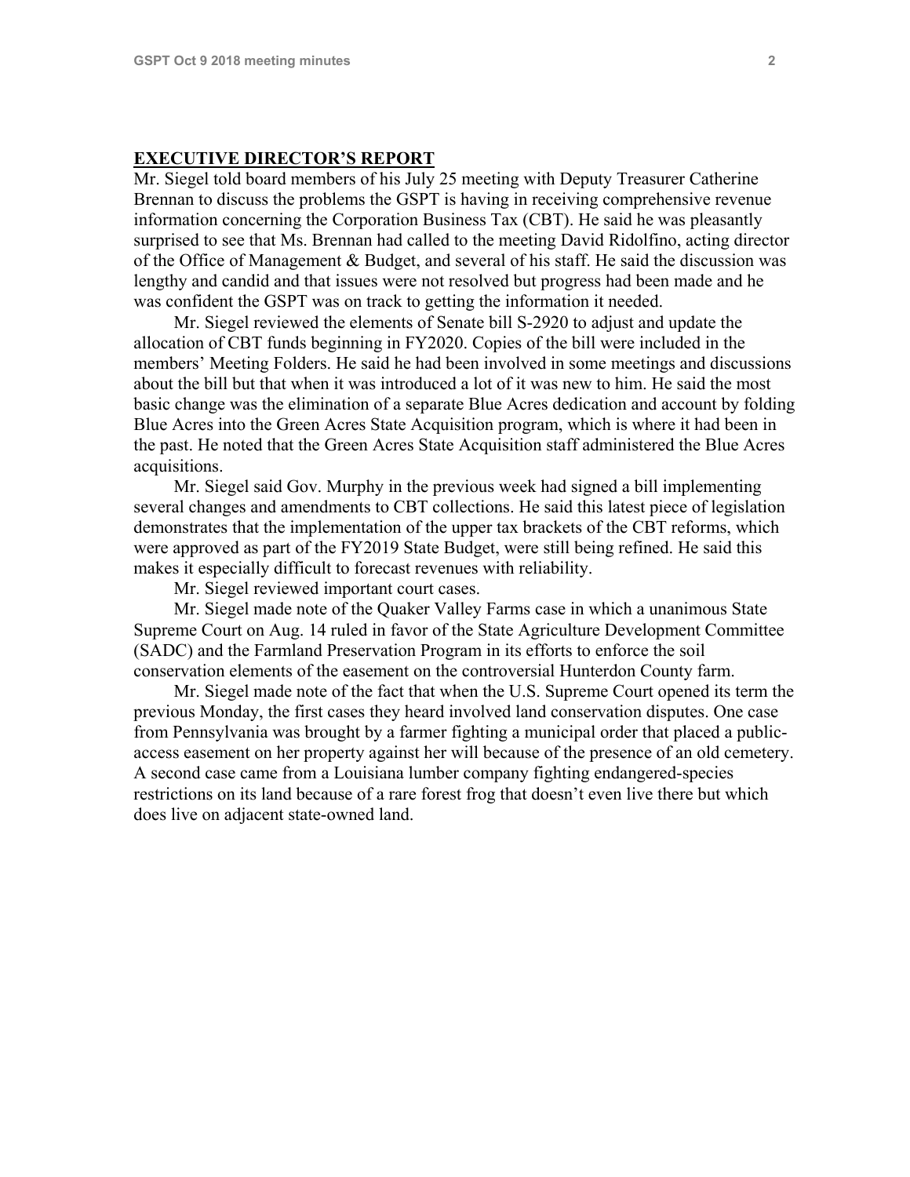## EXECUTIVE DIRECTOR'S REPORT

Mr. Siegel told board members of his July 25 meeting with Deputy Treasurer Catherine Brennan to discuss the problems the GSPT is having in receiving comprehensive revenue information concerning the Corporation Business Tax (CBT). He said he was pleasantly surprised to see that Ms. Brennan had called to the meeting David Ridolfino, acting director of the Office of Management & Budget, and several of his staff. He said the discussion was lengthy and candid and that issues were not resolved but progress had been made and he was confident the GSPT was on track to getting the information it needed.

Mr. Siegel reviewed the elements of Senate bill S-2920 to adjust and update the allocation of CBT funds beginning in FY2020. Copies of the bill were included in the members' Meeting Folders. He said he had been involved in some meetings and discussions about the bill but that when it was introduced a lot of it was new to him. He said the most basic change was the elimination of a separate Blue Acres dedication and account by folding Blue Acres into the Green Acres State Acquisition program, which is where it had been in the past. He noted that the Green Acres State Acquisition staff administered the Blue Acres acquisitions.

Mr. Siegel said Gov. Murphy in the previous week had signed a bill implementing several changes and amendments to CBT collections. He said this latest piece of legislation demonstrates that the implementation of the upper tax brackets of the CBT reforms, which were approved as part of the FY2019 State Budget, were still being refined. He said this makes it especially difficult to forecast revenues with reliability.

Mr. Siegel reviewed important court cases.

Mr. Siegel made note of the Quaker Valley Farms case in which a unanimous State Supreme Court on Aug. 14 ruled in favor of the State Agriculture Development Committee (SADC) and the Farmland Preservation Program in its efforts to enforce the soil conservation elements of the easement on the controversial Hunterdon County farm.

Mr. Siegel made note of the fact that when the U.S. Supreme Court opened its term the previous Monday, the first cases they heard involved land conservation disputes. One case from Pennsylvania was brought by a farmer fighting a municipal order that placed a public-access easement on her property against her will because of the presence of an old cemetery. A second case came from a Louisiana lumber company fighting endangered-species restrictions on its land because of a rare forest frog that doesn't even live there but which does live on adjacent state-owned land.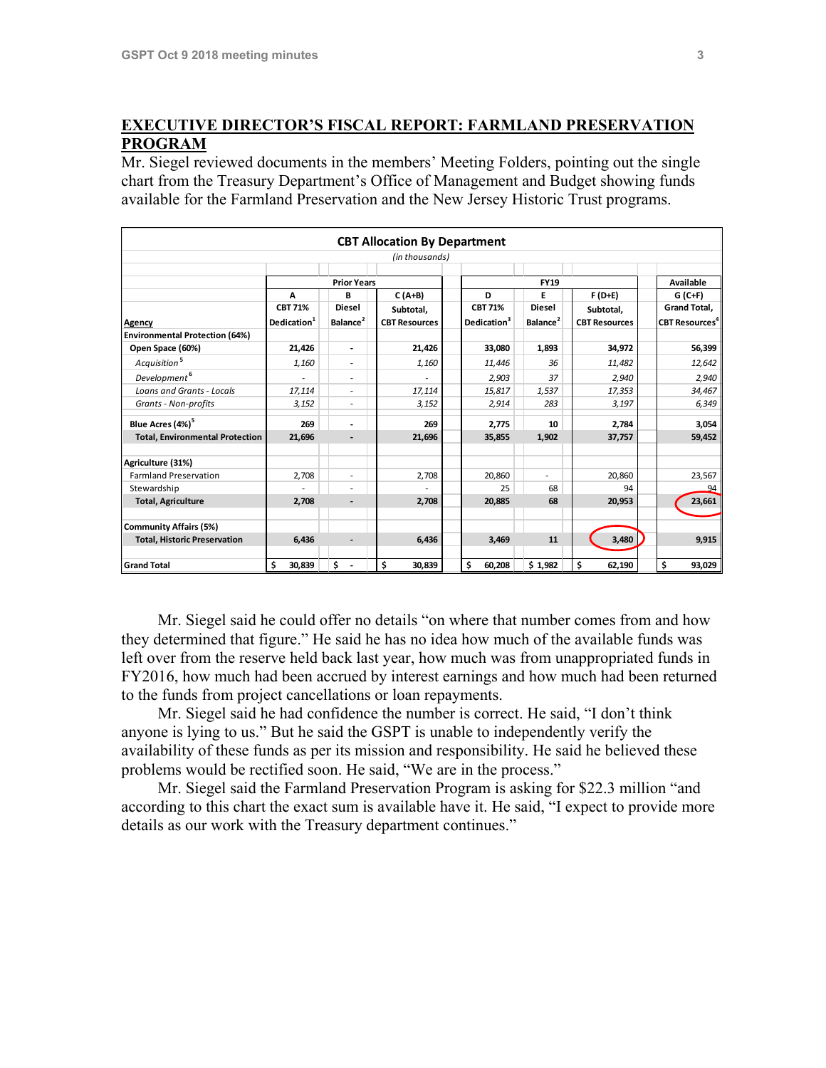## EXECUTIVE DIRECTOR'S FISCAL REPORT: FARMLAND PRESERVATION PROGRAM

Mr. Siegel reviewed documents in the members' Meeting Folders, pointing out the single chart from the Treasury Department's Office of Management and Budget showing funds available for the Farmland Preservation and the New Jersey Historic Trust programs.

**CBT Allocation By Department**

*(in thousands)*

| | Prior Years | | | FY19 | | | Available |
|---|---|---|---|---|---|---|---|
| | A | B | C (A+B) | D | E | F (D+E) | G (C+F) |
| Agency | CBT 71% Dedication[1] | Diesel Balance[2] | Subtotal, CBT Resources | CBT 71% Dedication[3] | Diesel Balance[2] | Subtotal, CBT Resources | Grand Total, CBT Resources[4] |
| **Environmental Protection (64%)** | | | | | | | |
| **Open Space (60%)** | **21,426** | **-** | **21,426** | **33,080** | **1,893** | **34,972** | **56,399** |
| *Acquisition[5]* | *1,160* | *-* | *1,160* | *11,446* | *36* | *11,482* | *12,642* |
| *Development[6]* | *-* | *-* | *-* | *2,903* | *37* | *2,940* | *2,940* |
| *Loans and Grants - Locals* | *17,114* | *-* | *17,114* | *15,817* | *1,537* | *17,353* | *34,467* |
| *Grants - Non-profits* | *3,152* | *-* | *3,152* | *2,914* | *283* | *3,197* | *6,349* |
| **Blue Acres (4%)[5]** | **269** | **-** | **269** | **2,775** | **10** | **2,784** | **3,054** |
| **Total, Environmental Protection** | **21,696** | **-** | **21,696** | **35,855** | **1,902** | **37,757** | **59,452** |
| **Agriculture (31%)** | | | | | | | |
| Farmland Preservation | 2,708 | - | 2,708 | 20,860 | - | 20,860 | 23,567 |
| Stewardship | - | - | - | 25 | 68 | 94 | 94 |
| **Total, Agriculture** | **2,708** | **-** | **2,708** | **20,885** | **68** | **20,953** | **23,661** |
| **Community Affairs (5%)** | | | | | | | |
| **Total, Historic Preservation** | **6,436** | **-** | **6,436** | **3,469** | **11** | **3,480** | **9,915** |
| **Grand Total** | **$ 30,839** | **$ -** | **$ 30,839** | **$ 60,208** | **$ 1,982** | **$ 62,190** | **$ 93,029** |

Mr. Siegel said he could offer no details "on where that number comes from and how they determined that figure." He said he has no idea how much of the available funds was left over from the reserve held back last year, how much was from unappropriated funds in FY2016, how much had been accrued by interest earnings and how much had been returned to the funds from project cancellations or loan repayments.

Mr. Siegel said he had confidence the number is correct. He said, "I don't think anyone is lying to us." But he said the GSPT is unable to independently verify the availability of these funds as per its mission and responsibility. He said he believed these problems would be rectified soon. He said, "We are in the process."

Mr. Siegel said the Farmland Preservation Program is asking for $22.3 million "and according to this chart the exact sum is available have it. He said, "I expect to provide more details as our work with the Treasury department continues."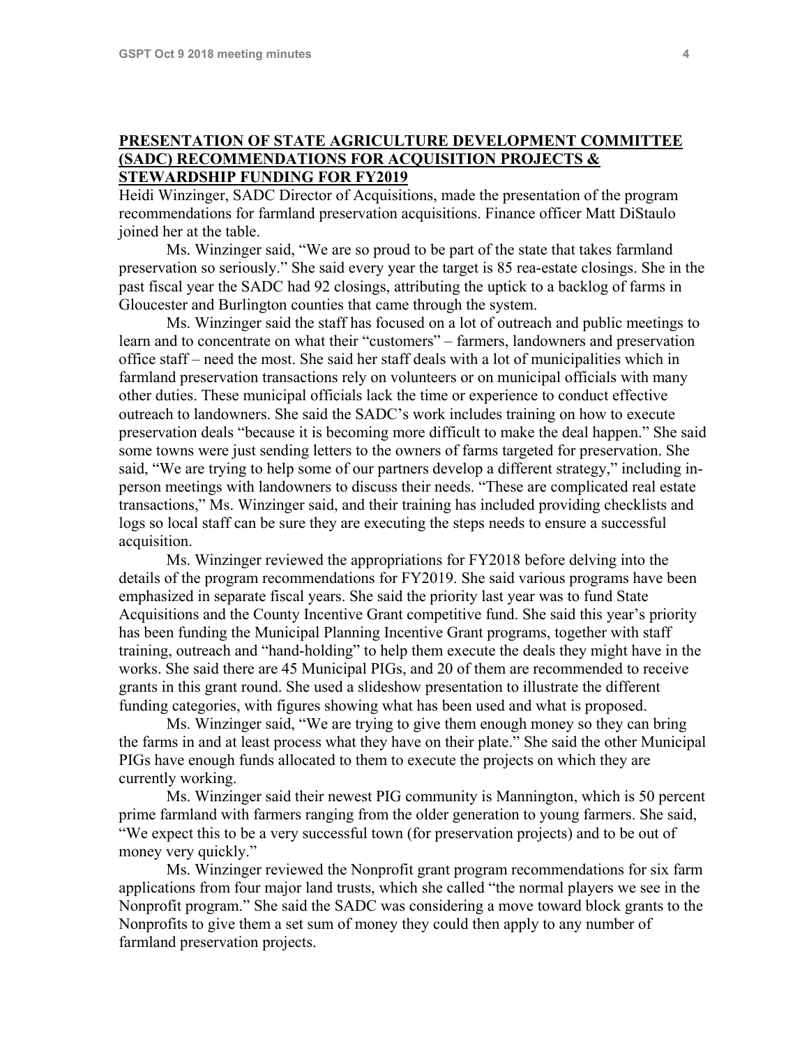**PRESENTATION OF STATE AGRICULTURE DEVELOPMENT COMMITTEE (SADC) RECOMMENDATIONS FOR ACQUISITION PROJECTS & STEWARDSHIP FUNDING FOR FY2019**

Heidi Winzinger, SADC Director of Acquisitions, made the presentation of the program recommendations for farmland preservation acquisitions. Finance officer Matt DiStaulo joined her at the table.

Ms. Winzinger said, "We are so proud to be part of the state that takes farmland preservation so seriously." She said every year the target is 85 rea-estate closings. She in the past fiscal year the SADC had 92 closings, attributing the uptick to a backlog of farms in Gloucester and Burlington counties that came through the system.

Ms. Winzinger said the staff has focused on a lot of outreach and public meetings to learn and to concentrate on what their "customers" – farmers, landowners and preservation office staff – need the most. She said her staff deals with a lot of municipalities which in farmland preservation transactions rely on volunteers or on municipal officials with many other duties. These municipal officials lack the time or experience to conduct effective outreach to landowners. She said the SADC's work includes training on how to execute preservation deals "because it is becoming more difficult to make the deal happen." She said some towns were just sending letters to the owners of farms targeted for preservation. She said, "We are trying to help some of our partners develop a different strategy," including in-person meetings with landowners to discuss their needs. "These are complicated real estate transactions," Ms. Winzinger said, and their training has included providing checklists and logs so local staff can be sure they are executing the steps needs to ensure a successful acquisition.

Ms. Winzinger reviewed the appropriations for FY2018 before delving into the details of the program recommendations for FY2019. She said various programs have been emphasized in separate fiscal years. She said the priority last year was to fund State Acquisitions and the County Incentive Grant competitive fund. She said this year's priority has been funding the Municipal Planning Incentive Grant programs, together with staff training, outreach and "hand-holding" to help them execute the deals they might have in the works. She said there are 45 Municipal PIGs, and 20 of them are recommended to receive grants in this grant round. She used a slideshow presentation to illustrate the different funding categories, with figures showing what has been used and what is proposed.

Ms. Winzinger said, "We are trying to give them enough money so they can bring the farms in and at least process what they have on their plate." She said the other Municipal PIGs have enough funds allocated to them to execute the projects on which they are currently working.

Ms. Winzinger said their newest PIG community is Mannington, which is 50 percent prime farmland with farmers ranging from the older generation to young farmers. She said, "We expect this to be a very successful town (for preservation projects) and to be out of money very quickly."

Ms. Winzinger reviewed the Nonprofit grant program recommendations for six farm applications from four major land trusts, which she called "the normal players we see in the Nonprofit program." She said the SADC was considering a move toward block grants to the Nonprofits to give them a set sum of money they could then apply to any number of farmland preservation projects.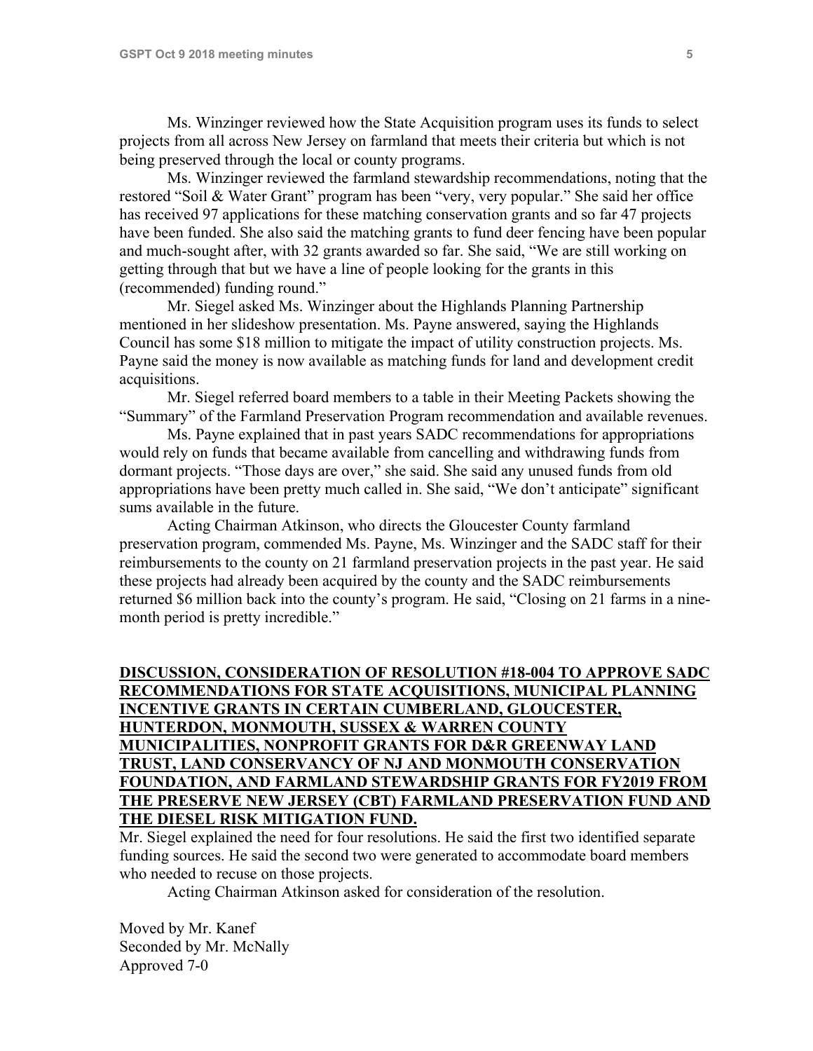Ms. Winzinger reviewed how the State Acquisition program uses its funds to select projects from all across New Jersey on farmland that meets their criteria but which is not being preserved through the local or county programs.

Ms. Winzinger reviewed the farmland stewardship recommendations, noting that the restored "Soil & Water Grant" program has been "very, very popular." She said her office has received 97 applications for these matching conservation grants and so far 47 projects have been funded. She also said the matching grants to fund deer fencing have been popular and much-sought after, with 32 grants awarded so far. She said, "We are still working on getting through that but we have a line of people looking for the grants in this (recommended) funding round."

Mr. Siegel asked Ms. Winzinger about the Highlands Planning Partnership mentioned in her slideshow presentation. Ms. Payne answered, saying the Highlands Council has some $18 million to mitigate the impact of utility construction projects. Ms. Payne said the money is now available as matching funds for land and development credit acquisitions.

Mr. Siegel referred board members to a table in their Meeting Packets showing the "Summary" of the Farmland Preservation Program recommendation and available revenues.

Ms. Payne explained that in past years SADC recommendations for appropriations would rely on funds that became available from cancelling and withdrawing funds from dormant projects. "Those days are over," she said. She said any unused funds from old appropriations have been pretty much called in. She said, "We don't anticipate" significant sums available in the future.

Acting Chairman Atkinson, who directs the Gloucester County farmland preservation program, commended Ms. Payne, Ms. Winzinger and the SADC staff for their reimbursements to the county on 21 farmland preservation projects in the past year. He said these projects had already been acquired by the county and the SADC reimbursements returned $6 million back into the county's program. He said, "Closing on 21 farms in a nine-month period is pretty incredible."

**DISCUSSION, CONSIDERATION OF RESOLUTION #18-004 TO APPROVE SADC RECOMMENDATIONS FOR STATE ACQUISITIONS, MUNICIPAL PLANNING INCENTIVE GRANTS IN CERTAIN CUMBERLAND, GLOUCESTER, HUNTERDON, MONMOUTH, SUSSEX & WARREN COUNTY MUNICIPALITIES, NONPROFIT GRANTS FOR D&R GREENWAY LAND TRUST, LAND CONSERVANCY OF NJ AND MONMOUTH CONSERVATION FOUNDATION, AND FARMLAND STEWARDSHIP GRANTS FOR FY2019 FROM THE PRESERVE NEW JERSEY (CBT) FARMLAND PRESERVATION FUND AND THE DIESEL RISK MITIGATION FUND.**

Mr. Siegel explained the need for four resolutions. He said the first two identified separate funding sources. He said the second two were generated to accommodate board members who needed to recuse on those projects.

Acting Chairman Atkinson asked for consideration of the resolution.

Moved by Mr. Kanef
Seconded by Mr. McNally
Approved 7-0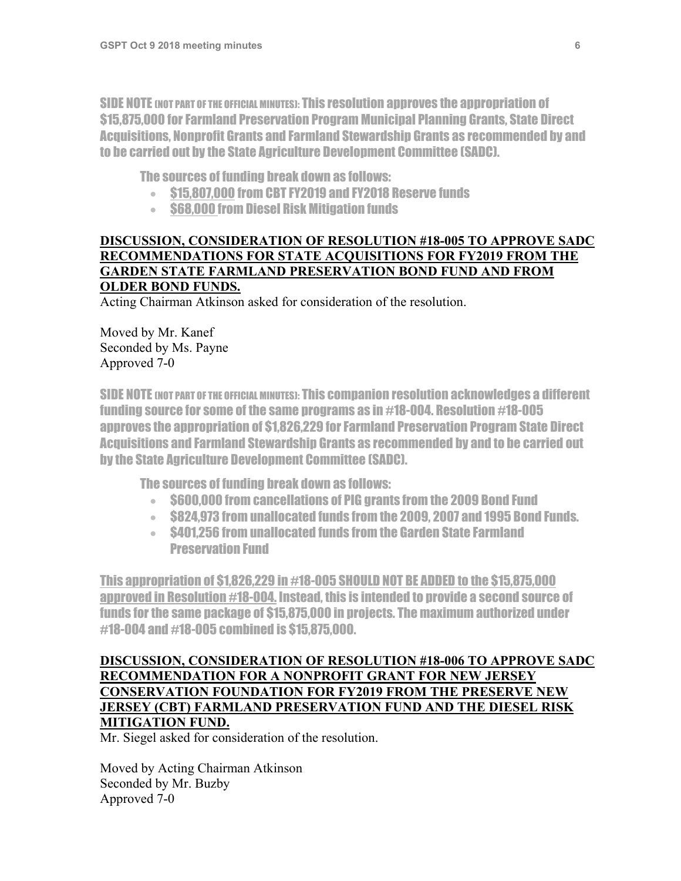SIDE NOTE (NOT PART OF THE OFFICIAL MINUTES): This resolution approves the appropriation of $15,875,000 for Farmland Preservation Program Municipal Planning Grants, State Direct Acquisitions, Nonprofit Grants and Farmland Stewardship Grants as recommended by and to be carried out by the State Agriculture Development Committee (SADC).

The sources of funding break down as follows:

- $15,807,000 from CBT FY2019 and FY2018 Reserve funds
- $68,000 from Diesel Risk Mitigation funds

**DISCUSSION, CONSIDERATION OF RESOLUTION #18-005 TO APPROVE SADC RECOMMENDATIONS FOR STATE ACQUISITIONS FOR FY2019 FROM THE GARDEN STATE FARMLAND PRESERVATION BOND FUND AND FROM OLDER BOND FUNDS.**

Acting Chairman Atkinson asked for consideration of the resolution.

Moved by Mr. Kanef
Seconded by Ms. Payne
Approved 7-0

SIDE NOTE (NOT PART OF THE OFFICIAL MINUTES): This companion resolution acknowledges a different funding source for some of the same programs as in #18-004. Resolution #18-005 approves the appropriation of $1,826,229 for Farmland Preservation Program State Direct Acquisitions and Farmland Stewardship Grants as recommended by and to be carried out by the State Agriculture Development Committee (SADC).

The sources of funding break down as follows:

- $600,000 from cancellations of PIG grants from the 2009 Bond Fund
- $824,973 from unallocated funds from the 2009, 2007 and 1995 Bond Funds.
- $401,256 from unallocated funds from the Garden State Farmland Preservation Fund

This appropriation of $1,826,229 in #18-005 SHOULD NOT BE ADDED to the $15,875,000 approved in Resolution #18-004. Instead, this is intended to provide a second source of funds for the same package of $15,875,000 in projects. The maximum authorized under #18-004 and #18-005 combined is $15,875,000.

**DISCUSSION, CONSIDERATION OF RESOLUTION #18-006 TO APPROVE SADC RECOMMENDATION FOR A NONPROFIT GRANT FOR NEW JERSEY CONSERVATION FOUNDATION FOR FY2019 FROM THE PRESERVE NEW JERSEY (CBT) FARMLAND PRESERVATION FUND AND THE DIESEL RISK MITIGATION FUND.**

Mr. Siegel asked for consideration of the resolution.

Moved by Acting Chairman Atkinson
Seconded by Mr. Buzby
Approved 7-0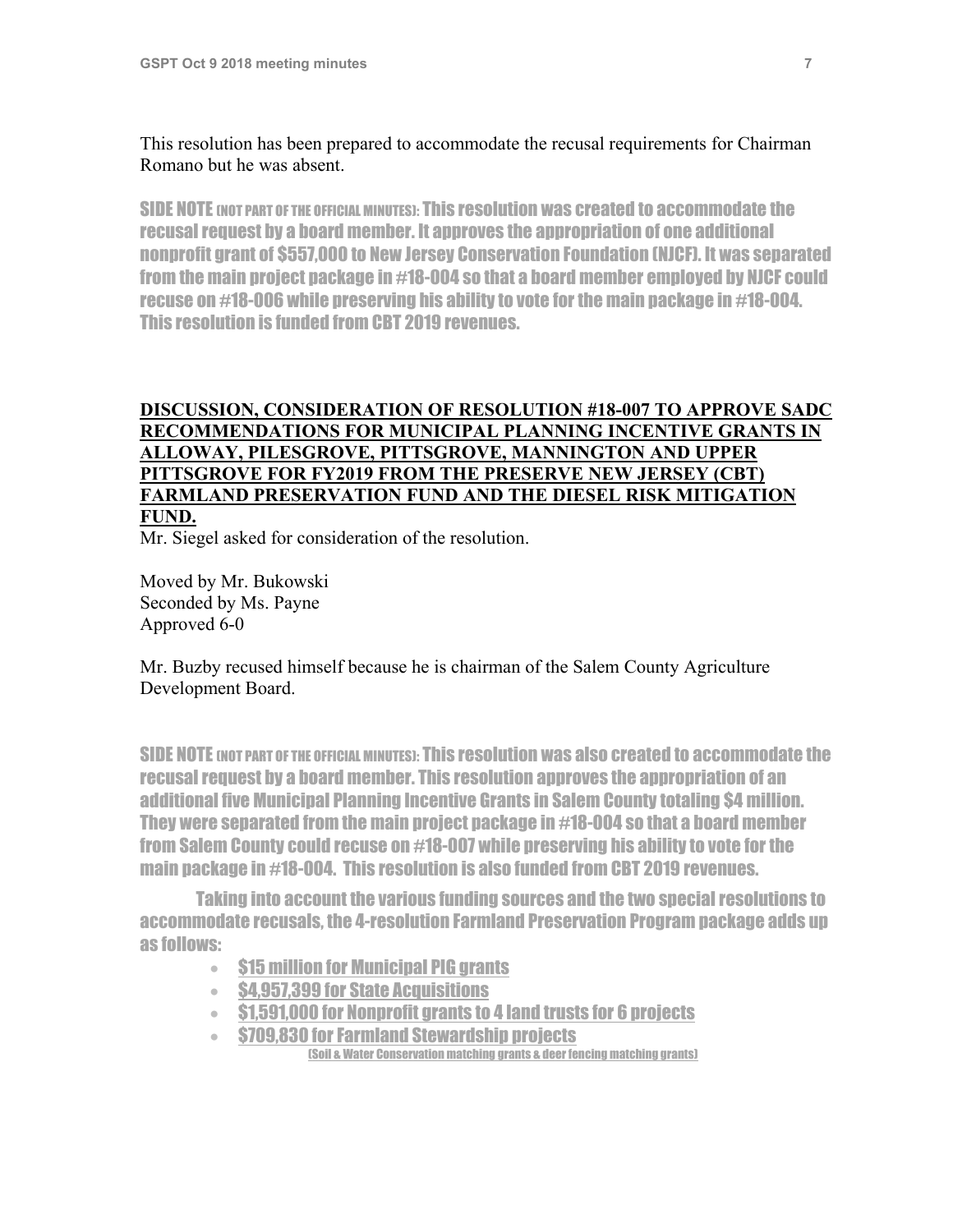This resolution has been prepared to accommodate the recusal requirements for Chairman Romano but he was absent.

SIDE NOTE (NOT PART OF THE OFFICIAL MINUTES): This resolution was created to accommodate the recusal request by a board member. It approves the appropriation of one additional nonprofit grant of $557,000 to New Jersey Conservation Foundation (NJCF). It was separated from the main project package in #18-004 so that a board member employed by NJCF could recuse on #18-006 while preserving his ability to vote for the main package in #18-004. This resolution is funded from CBT 2019 revenues.

**DISCUSSION, CONSIDERATION OF RESOLUTION #18-007 TO APPROVE SADC RECOMMENDATIONS FOR MUNICIPAL PLANNING INCENTIVE GRANTS IN ALLOWAY, PILESGROVE, PITTSGROVE, MANNINGTON AND UPPER PITTSGROVE FOR FY2019 FROM THE PRESERVE NEW JERSEY (CBT) FARMLAND PRESERVATION FUND AND THE DIESEL RISK MITIGATION FUND.**

Mr. Siegel asked for consideration of the resolution.

Moved by Mr. Bukowski
Seconded by Ms. Payne
Approved 6-0

Mr. Buzby recused himself because he is chairman of the Salem County Agriculture Development Board.

SIDE NOTE (NOT PART OF THE OFFICIAL MINUTES): This resolution was also created to accommodate the recusal request by a board member. This resolution approves the appropriation of an additional five Municipal Planning Incentive Grants in Salem County totaling $4 million. They were separated from the main project package in #18-004 so that a board member from Salem County could recuse on #18-007 while preserving his ability to vote for the main package in #18-004. This resolution is also funded from CBT 2019 revenues.

Taking into account the various funding sources and the two special resolutions to accommodate recusals, the 4-resolution Farmland Preservation Program package adds up as follows:

- $15 million for Municipal PIG grants
- $4,957,399 for State Acquisitions
- $1,591,000 for Nonprofit grants to 4 land trusts for 6 projects
- $709,830 for Farmland Stewardship projects
  (Soil & Water Conservation matching grants & deer fencing matching grants)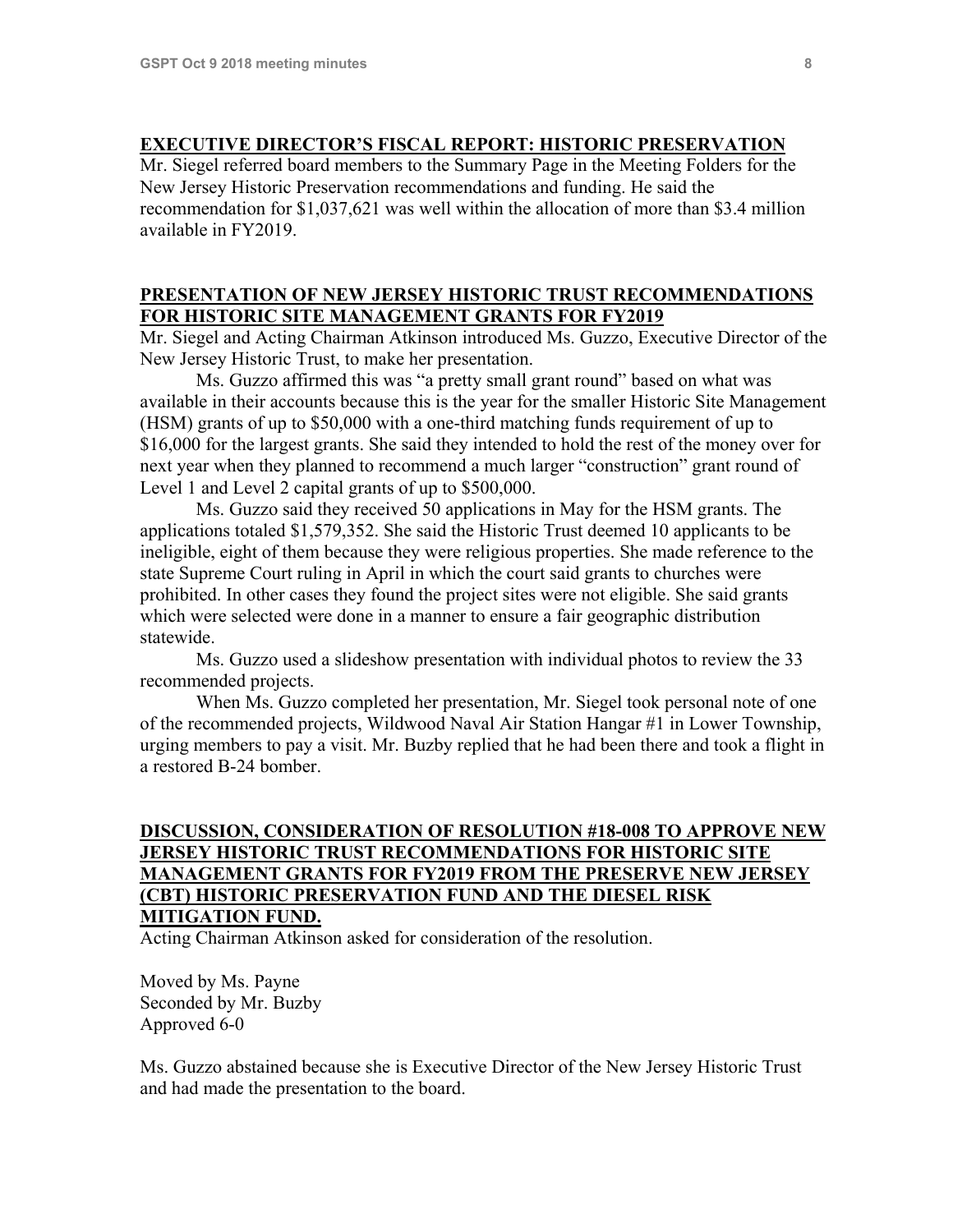## EXECUTIVE DIRECTOR'S FISCAL REPORT: HISTORIC PRESERVATION

Mr. Siegel referred board members to the Summary Page in the Meeting Folders for the New Jersey Historic Preservation recommendations and funding. He said the recommendation for $1,037,621 was well within the allocation of more than $3.4 million available in FY2019.

## PRESENTATION OF NEW JERSEY HISTORIC TRUST RECOMMENDATIONS FOR HISTORIC SITE MANAGEMENT GRANTS FOR FY2019

Mr. Siegel and Acting Chairman Atkinson introduced Ms. Guzzo, Executive Director of the New Jersey Historic Trust, to make her presentation.

Ms. Guzzo affirmed this was "a pretty small grant round" based on what was available in their accounts because this is the year for the smaller Historic Site Management (HSM) grants of up to $50,000 with a one-third matching funds requirement of up to $16,000 for the largest grants. She said they intended to hold the rest of the money over for next year when they planned to recommend a much larger "construction" grant round of Level 1 and Level 2 capital grants of up to $500,000.

Ms. Guzzo said they received 50 applications in May for the HSM grants. The applications totaled $1,579,352. She said the Historic Trust deemed 10 applicants to be ineligible, eight of them because they were religious properties. She made reference to the state Supreme Court ruling in April in which the court said grants to churches were prohibited. In other cases they found the project sites were not eligible. She said grants which were selected were done in a manner to ensure a fair geographic distribution statewide.

Ms. Guzzo used a slideshow presentation with individual photos to review the 33 recommended projects.

When Ms. Guzzo completed her presentation, Mr. Siegel took personal note of one of the recommended projects, Wildwood Naval Air Station Hangar #1 in Lower Township, urging members to pay a visit. Mr. Buzby replied that he had been there and took a flight in a restored B-24 bomber.

## DISCUSSION, CONSIDERATION OF RESOLUTION #18-008 TO APPROVE NEW JERSEY HISTORIC TRUST RECOMMENDATIONS FOR HISTORIC SITE MANAGEMENT GRANTS FOR FY2019 FROM THE PRESERVE NEW JERSEY (CBT) HISTORIC PRESERVATION FUND AND THE DIESEL RISK MITIGATION FUND.

Acting Chairman Atkinson asked for consideration of the resolution.

Moved by Ms. Payne
Seconded by Mr. Buzby
Approved 6-0

Ms. Guzzo abstained because she is Executive Director of the New Jersey Historic Trust and had made the presentation to the board.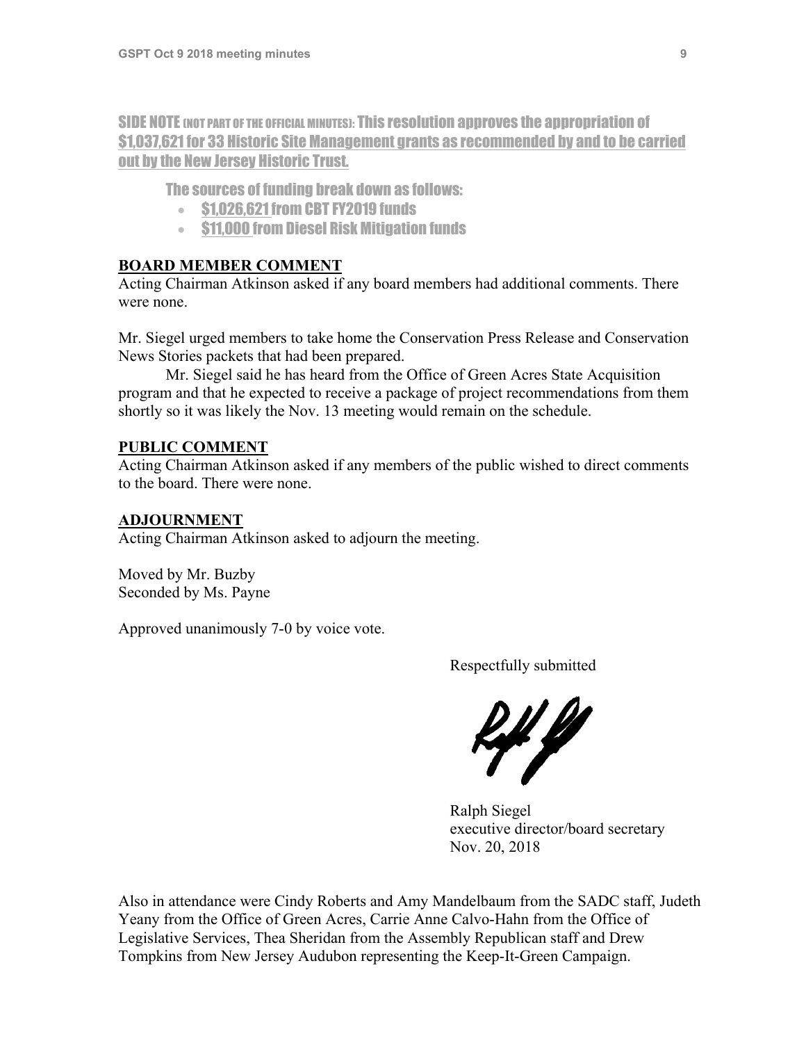SIDE NOTE (NOT PART OF THE OFFICIAL MINUTES): This resolution approves the appropriation of $1,037,621 for 33 Historic Site Management grants as recommended by and to be carried out by the New Jersey Historic Trust.

The sources of funding break down as follows:

- $1,026,621 from CBT FY2019 funds
- $11,000 from Diesel Risk Mitigation funds

**BOARD MEMBER COMMENT**

Acting Chairman Atkinson asked if any board members had additional comments. There were none.

Mr. Siegel urged members to take home the Conservation Press Release and Conservation News Stories packets that had been prepared.

Mr. Siegel said he has heard from the Office of Green Acres State Acquisition program and that he expected to receive a package of project recommendations from them shortly so it was likely the Nov. 13 meeting would remain on the schedule.

**PUBLIC COMMENT**

Acting Chairman Atkinson asked if any members of the public wished to direct comments to the board. There were none.

**ADJOURNMENT**

Acting Chairman Atkinson asked to adjourn the meeting.

Moved by Mr. Buzby
Seconded by Ms. Payne

Approved unanimously 7-0 by voice vote.

Respectfully submitted

Ralph Siegel
executive director/board secretary
Nov. 20, 2018

Also in attendance were Cindy Roberts and Amy Mandelbaum from the SADC staff, Judeth Yeany from the Office of Green Acres, Carrie Anne Calvo-Hahn from the Office of Legislative Services, Thea Sheridan from the Assembly Republican staff and Drew Tompkins from New Jersey Audubon representing the Keep-It-Green Campaign.